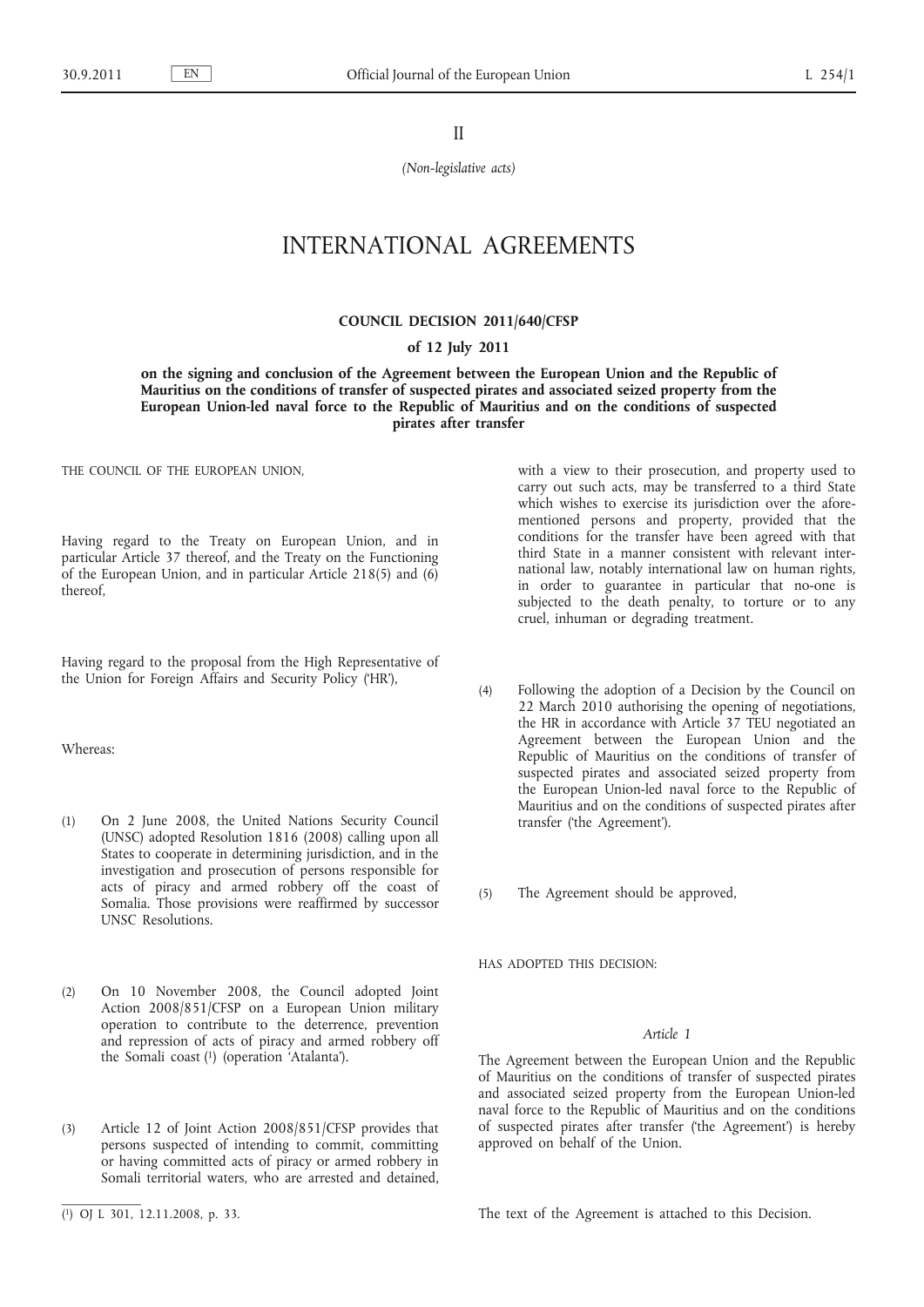II

*(Non-legislative acts)*

# INTERNATIONAL AGREEMENTS

## COUNCIL DECISION 2011/640/CFSP

### of 12 July 2011

### on the signing and conclusion of the Agreement between the European Union and the Republic of Mauritius on the conditions of transfer of suspected pirates and associated seized property from the European Union-led naval force to the Republic of Mauritius and on the conditions of suspected pirates after transfer

THE COUNCIL OF THE EUROPEAN UNION,

Having regard to the Treaty on European Union, and in particular Article 37 thereof, and the Treaty on the Functioning of the European Union, and in particular Article 218(5) and (6) thereof,

Having regard to the proposal from the High Representative of the Union for Foreign Affairs and Security Policy ('HR'),

Whereas:

(1) On 2 June 2008, the United Nations Security Council (UNSC) adopted Resolution 1816 (2008) calling upon all States to cooperate in determining jurisdiction, and in the investigation and prosecution of persons responsible for acts of piracy and armed robbery off the coast of Somalia. Those provisions were reaffirmed by successor UNSC Resolutions.

(2) On 10 November 2008, the Council adopted Joint Action 2008/851/CFSP on a European Union military operation to contribute to the deterrence, prevention and repression of acts of piracy and armed robbery off the Somali coast [1] (operation 'Atalanta').

(3) Article 12 of Joint Action 2008/851/CFSP provides that persons suspected of intending to commit, committing or having committed acts of piracy or armed robbery in Somali territorial waters, who are arrested and detained, with a view to their prosecution, and property used to carry out such acts, may be transferred to a third State which wishes to exercise its jurisdiction over the aforementioned persons and property, provided that the conditions for the transfer have been agreed with that third State in a manner consistent with relevant international law, notably international law on human rights, in order to guarantee in particular that no-one is subjected to the death penalty, to torture or to any cruel, inhuman or degrading treatment.

(4) Following the adoption of a Decision by the Council on 22 March 2010 authorising the opening of negotiations, the HR in accordance with Article 37 TEU negotiated an Agreement between the European Union and the Republic of Mauritius on the conditions of transfer of suspected pirates and associated seized property from the European Union-led naval force to the Republic of Mauritius and on the conditions of suspected pirates after transfer ('the Agreement').

(5) The Agreement should be approved,

HAS ADOPTED THIS DECISION:

*Article 1*

The Agreement between the European Union and the Republic of Mauritius on the conditions of transfer of suspected pirates and associated seized property from the European Union-led naval force to the Republic of Mauritius and on the conditions of suspected pirates after transfer ('the Agreement') is hereby approved on behalf of the Union.

The text of the Agreement is attached to this Decision.

---

[1] OJ L 301, 12.11.2008, p. 33.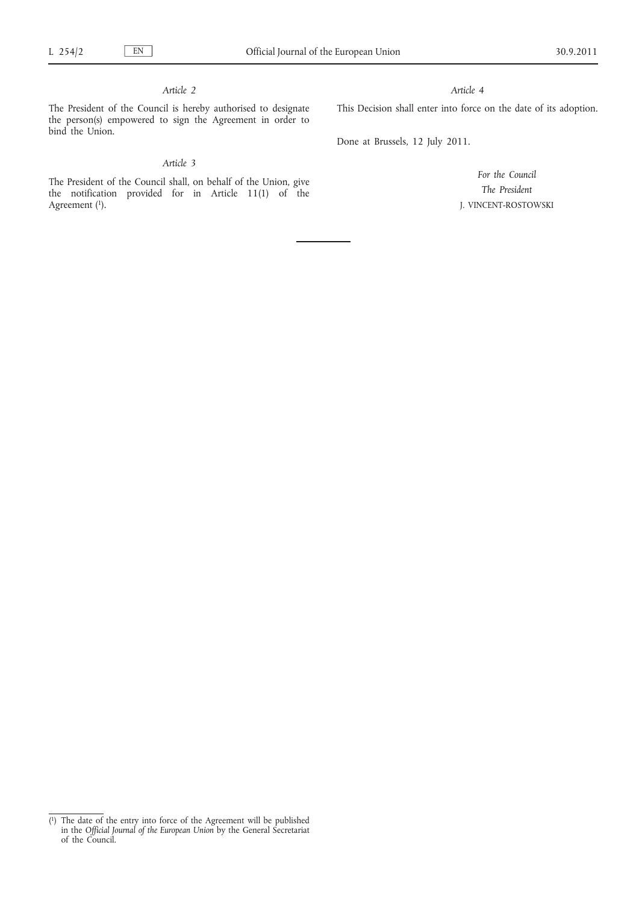*Article 2*

The President of the Council is hereby authorised to designate the person(s) empowered to sign the Agreement in order to bind the Union.

*Article 3*

The President of the Council shall, on behalf of the Union, give the notification provided for in Article 11(1) of the Agreement [1].

*Article 4*

This Decision shall enter into force on the date of its adoption.

Done at Brussels, 12 July 2011.

*For the Council*

*The President*

J. VINCENT-ROSTOWSKI

---

[1] The date of the entry into force of the Agreement will be published in the *Official Journal of the European Union* by the General Secretariat of the Council.